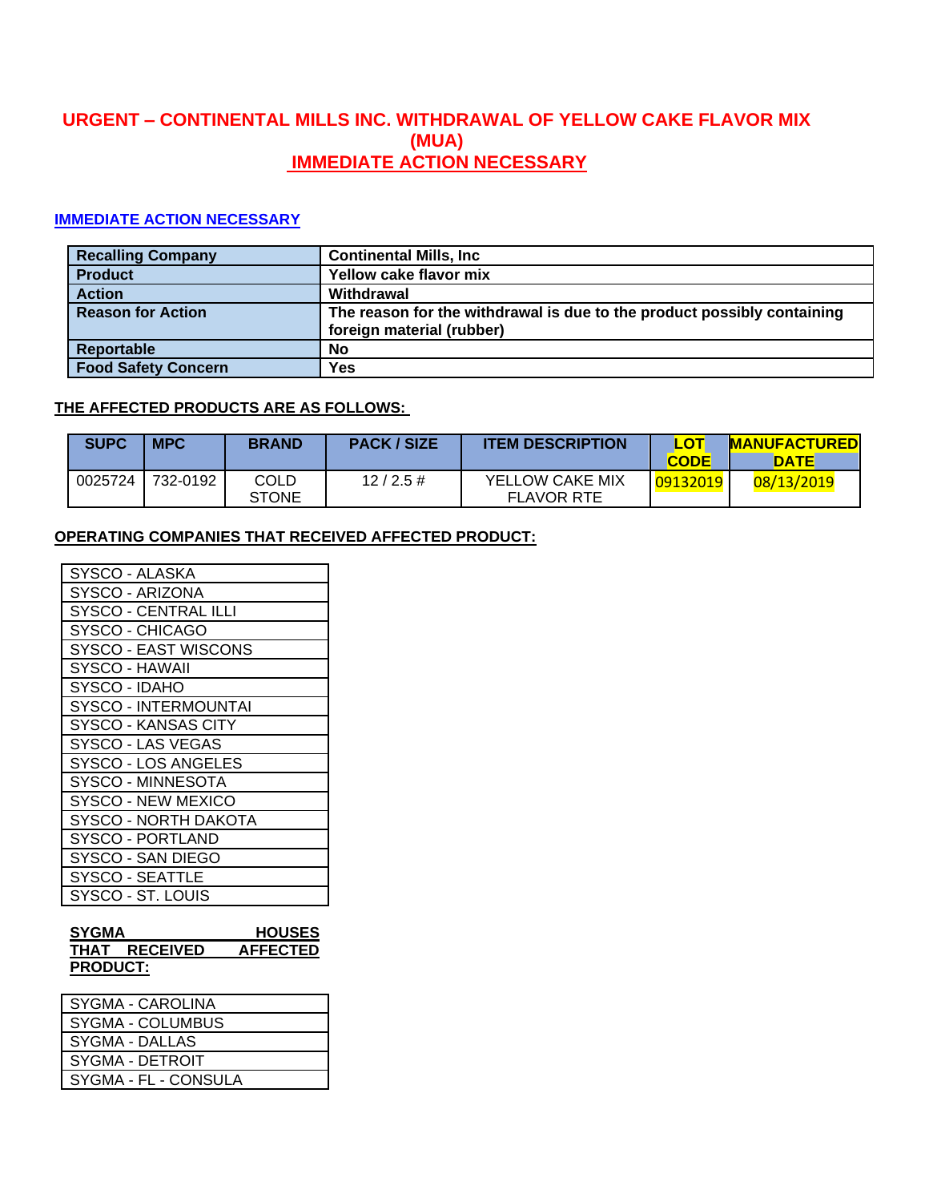# URGENT – CONTINENTAL MILLS INC. WITHDRAWAL OF YELLOW CAKE FLAVOR MIX (MUA)

## IMMEDIATE ACTION NECESSARY

### IMMEDIATE ACTION NECESSARY

| | |
|---|---|
| **Recalling Company** | **Continental Mills, Inc** |
| **Product** | **Yellow cake flavor mix** |
| **Action** | **Withdrawal** |
| **Reason for Action** | **The reason for the withdrawal is due to the product possibly containing foreign material (rubber)** |
| **Reportable** | **No** |
| **Food Safety Concern** | **Yes** |

**THE AFFECTED PRODUCTS ARE AS FOLLOWS:**

| SUPC | MPC | BRAND | PACK / SIZE | ITEM DESCRIPTION | LOT CODE | MANUFACTURED DATE |
|---|---|---|---|---|---|---|
| 0025724 | 732-0192 | COLD STONE | 12 / 2.5 # | YELLOW CAKE MIX FLAVOR RTE | 09132019 | 08/13/2019 |

**OPERATING COMPANIES THAT RECEIVED AFFECTED PRODUCT:**

| |
|---|
| SYSCO - ALASKA |
| SYSCO - ARIZONA |
| SYSCO - CENTRAL ILLI |
| SYSCO - CHICAGO |
| SYSCO - EAST WISCONS |
| SYSCO - HAWAII |
| SYSCO - IDAHO |
| SYSCO - INTERMOUNTAI |
| SYSCO - KANSAS CITY |
| SYSCO - LAS VEGAS |
| SYSCO - LOS ANGELES |
| SYSCO - MINNESOTA |
| SYSCO - NEW MEXICO |
| SYSCO - NORTH DAKOTA |
| SYSCO - PORTLAND |
| SYSCO - SAN DIEGO |
| SYSCO - SEATTLE |
| SYSCO - ST. LOUIS |

**SYGMA HOUSES THAT RECEIVED AFFECTED PRODUCT:**

| |
|---|
| SYGMA - CAROLINA |
| SYGMA - COLUMBUS |
| SYGMA - DALLAS |
| SYGMA - DETROIT |
| SYGMA - FL - CONSULA |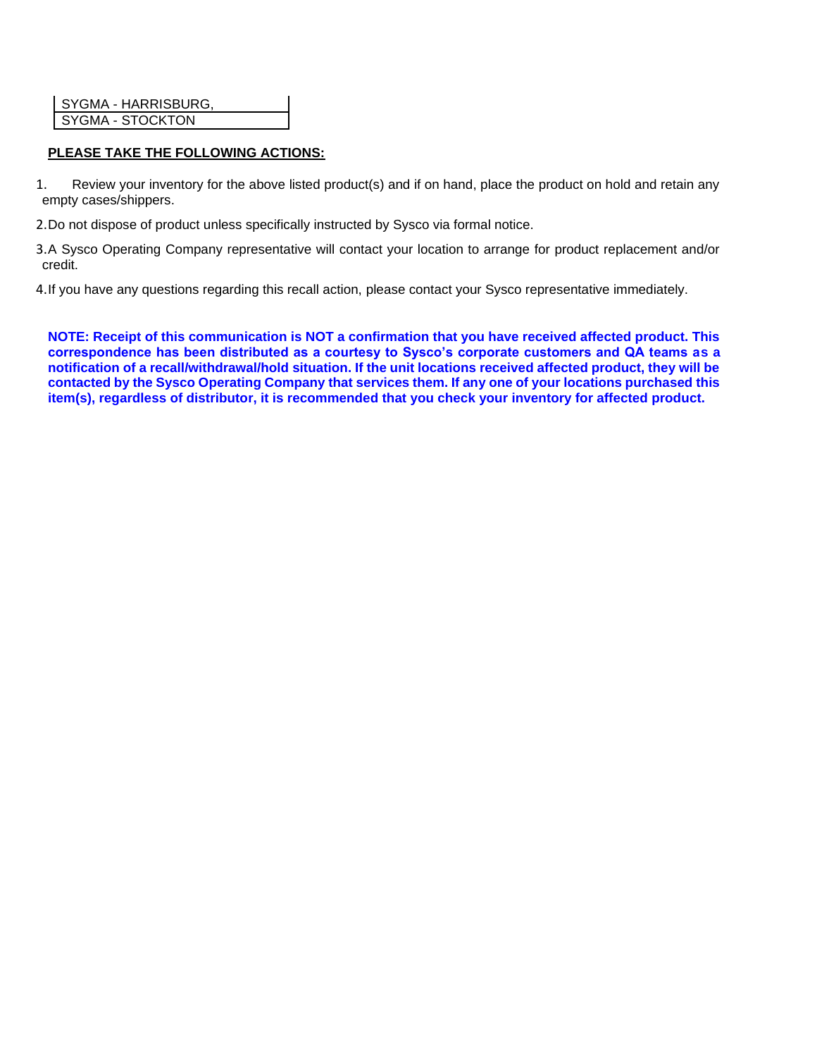| |
|---|
| SYGMA - HARRISBURG, |
| SYGMA - STOCKTON |

**PLEASE TAKE THE FOLLOWING ACTIONS:**

1. Review your inventory for the above listed product(s) and if on hand, place the product on hold and retain any empty cases/shippers.
2. Do not dispose of product unless specifically instructed by Sysco via formal notice.
3. A Sysco Operating Company representative will contact your location to arrange for product replacement and/or credit.
4. If you have any questions regarding this recall action, please contact your Sysco representative immediately.

**NOTE: Receipt of this communication is NOT a confirmation that you have received affected product. This correspondence has been distributed as a courtesy to Sysco's corporate customers and QA teams as a notification of a recall/withdrawal/hold situation. If the unit locations received affected product, they will be contacted by the Sysco Operating Company that services them. If any one of your locations purchased this item(s), regardless of distributor, it is recommended that you check your inventory for affected product.**